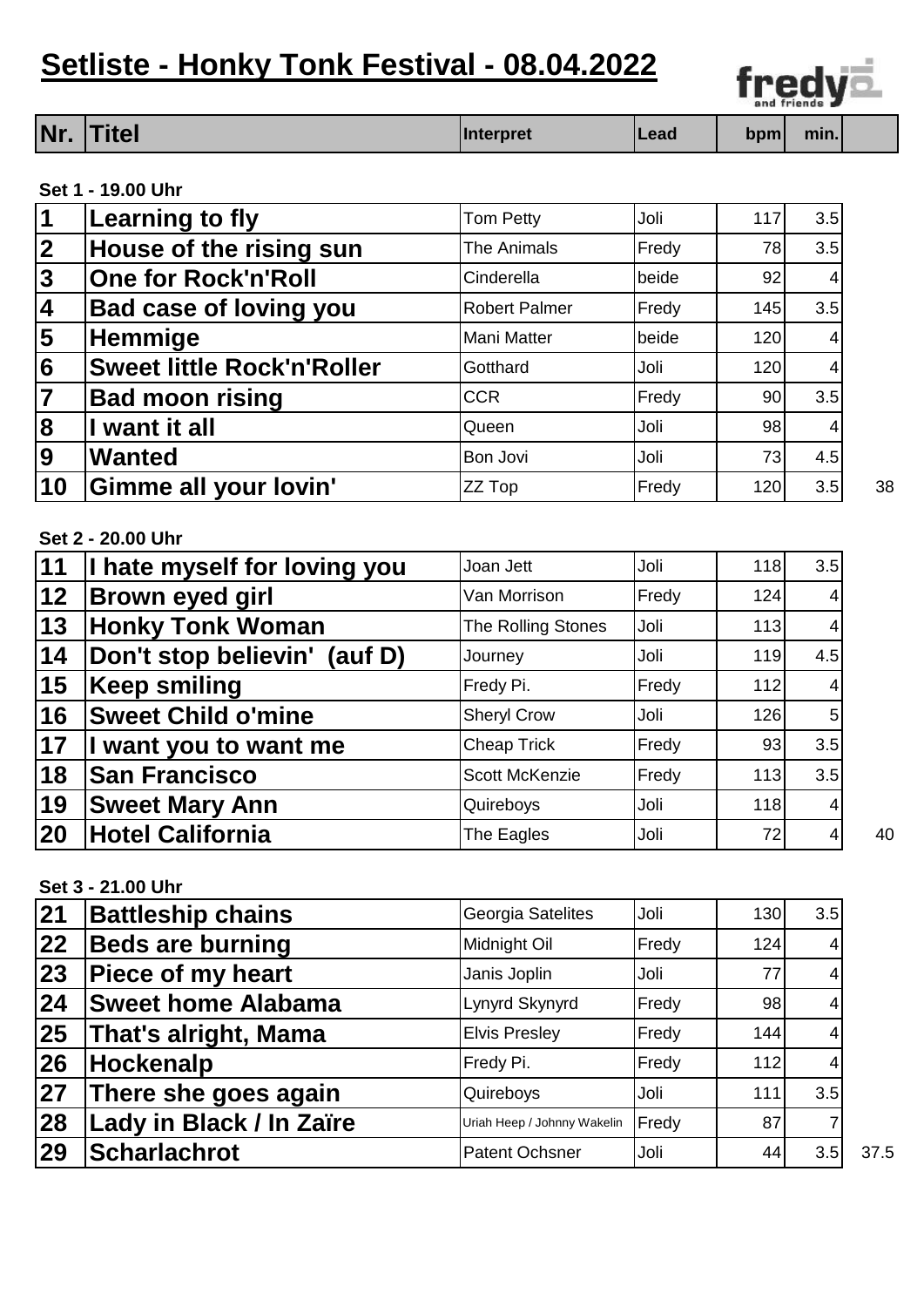# Setliste - Honky Tonk Festival - 08.04.2022

fredy and friends

| Nr. | Titel | Interpret | Lead | bpm | min. | |
|---|---|---|---|---|---|---|
| **Set 1 - 19.00 Uhr** | | | | | | |
| 1 | Learning to fly | Tom Petty | Joli | 117 | 3.5 | |
| 2 | House of the rising sun | The Animals | Fredy | 78 | 3.5 | |
| 3 | One for Rock'n'Roll | Cinderella | beide | 92 | 4 | |
| 4 | Bad case of loving you | Robert Palmer | Fredy | 145 | 3.5 | |
| 5 | Hemmige | Mani Matter | beide | 120 | 4 | |
| 6 | Sweet little Rock'n'Roller | Gotthard | Joli | 120 | 4 | |
| 7 | Bad moon rising | CCR | Fredy | 90 | 3.5 | |
| 8 | I want it all | Queen | Joli | 98 | 4 | |
| 9 | Wanted | Bon Jovi | Joli | 73 | 4.5 | |
| 10 | Gimme all your lovin' | ZZ Top | Fredy | 120 | 3.5 | 38 |
| **Set 2 - 20.00 Uhr** | | | | | | |
| 11 | I hate myself for loving you | Joan Jett | Joli | 118 | 3.5 | |
| 12 | Brown eyed girl | Van Morrison | Fredy | 124 | 4 | |
| 13 | Honky Tonk Woman | The Rolling Stones | Joli | 113 | 4 | |
| 14 | Don't stop believin' (auf D) | Journey | Joli | 119 | 4.5 | |
| 15 | Keep smiling | Fredy Pi. | Fredy | 112 | 4 | |
| 16 | Sweet Child o'mine | Sheryl Crow | Joli | 126 | 5 | |
| 17 | I want you to want me | Cheap Trick | Fredy | 93 | 3.5 | |
| 18 | San Francisco | Scott McKenzie | Fredy | 113 | 3.5 | |
| 19 | Sweet Mary Ann | Quireboys | Joli | 118 | 4 | |
| 20 | Hotel California | The Eagles | Joli | 72 | 4 | 40 |
| **Set 3 - 21.00 Uhr** | | | | | | |
| 21 | Battleship chains | Georgia Satelites | Joli | 130 | 3.5 | |
| 22 | Beds are burning | Midnight Oil | Fredy | 124 | 4 | |
| 23 | Piece of my heart | Janis Joplin | Joli | 77 | 4 | |
| 24 | Sweet home Alabama | Lynyrd Skynyrd | Fredy | 98 | 4 | |
| 25 | That's alright, Mama | Elvis Presley | Fredy | 144 | 4 | |
| 26 | Hockenalp | Fredy Pi. | Fredy | 112 | 4 | |
| 27 | There she goes again | Quireboys | Joli | 111 | 3.5 | |
| 28 | Lady in Black / In Zaïre | Uriah Heep / Johnny Wakelin | Fredy | 87 | 7 | |
| 29 | Scharlachrot | Patent Ochsner | Joli | 44 | 3.5 | 37.5 |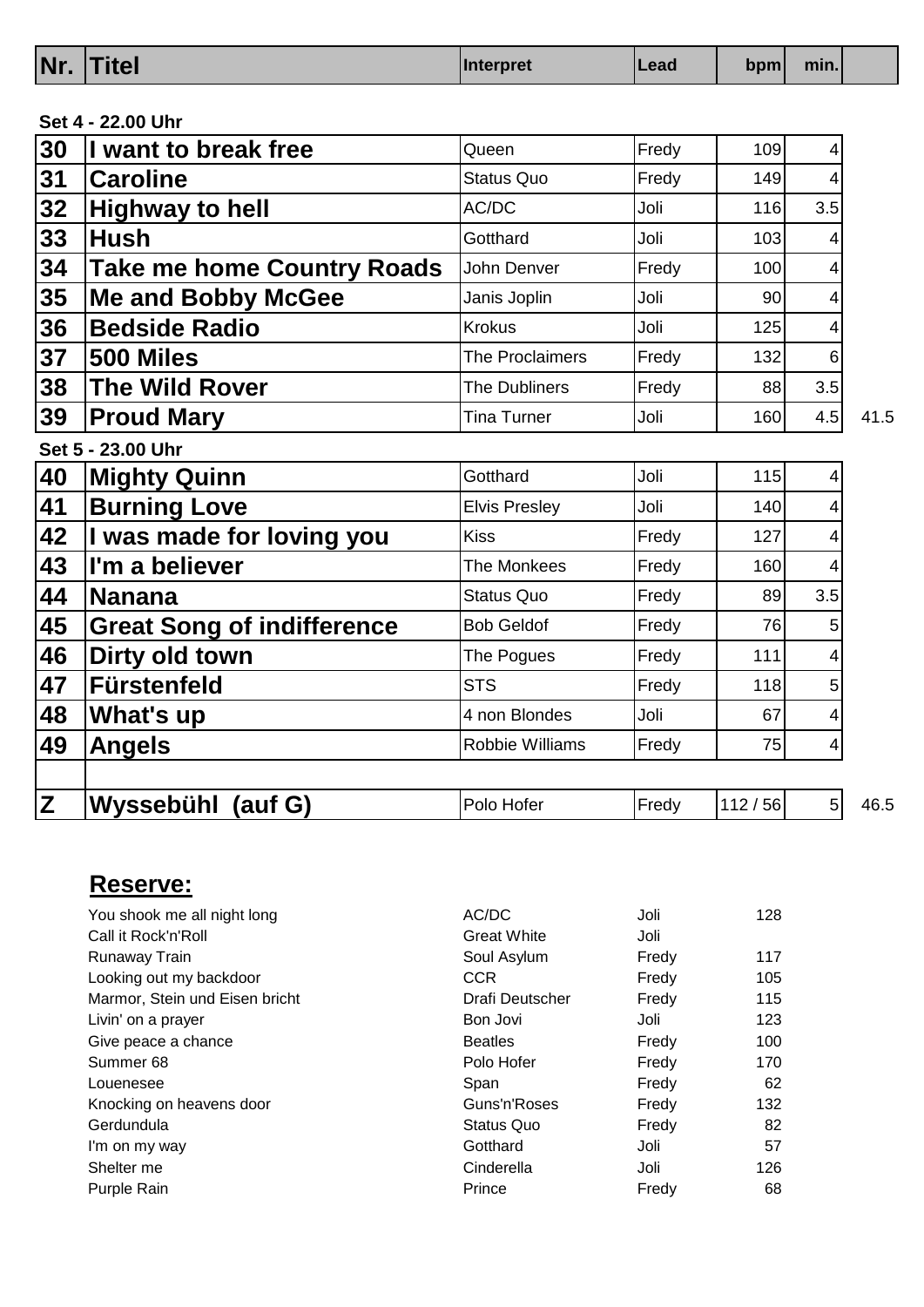| Nr. | Titel | Interpret | Lead | bpm | min. | |
|---|---|---|---|---|---|---|
| **Set 4 - 22.00 Uhr** | | | | | | |
| 30 | I want to break free | Queen | Fredy | 109 | 4 | |
| 31 | Caroline | Status Quo | Fredy | 149 | 4 | |
| 32 | Highway to hell | AC/DC | Joli | 116 | 3.5 | |
| 33 | Hush | Gotthard | Joli | 103 | 4 | |
| 34 | Take me home Country Roads | John Denver | Fredy | 100 | 4 | |
| 35 | Me and Bobby McGee | Janis Joplin | Joli | 90 | 4 | |
| 36 | Bedside Radio | Krokus | Joli | 125 | 4 | |
| 37 | 500 Miles | The Proclaimers | Fredy | 132 | 6 | |
| 38 | The Wild Rover | The Dubliners | Fredy | 88 | 3.5 | |
| 39 | Proud Mary | Tina Turner | Joli | 160 | 4.5 | 41.5 |
| **Set 5 - 23.00 Uhr** | | | | | | |
| 40 | Mighty Quinn | Gotthard | Joli | 115 | 4 | |
| 41 | Burning Love | Elvis Presley | Joli | 140 | 4 | |
| 42 | I was made for loving you | Kiss | Fredy | 127 | 4 | |
| 43 | I'm a believer | The Monkees | Fredy | 160 | 4 | |
| 44 | Nanana | Status Quo | Fredy | 89 | 3.5 | |
| 45 | Great Song of indifference | Bob Geldof | Fredy | 76 | 5 | |
| 46 | Dirty old town | The Pogues | Fredy | 111 | 4 | |
| 47 | Fürstenfeld | STS | Fredy | 118 | 5 | |
| 48 | What's up | 4 non Blondes | Joli | 67 | 4 | |
| 49 | Angels | Robbie Williams | Fredy | 75 | 4 | |
| | | | | | | |
| Z | Wyssebühl (auf G) | Polo Hofer | Fredy | 112 / 56 | 5 | 46.5 |

## Reserve:

| | | | |
|---|---|---|---|
| You shook me all night long | AC/DC | Joli | 128 |
| Call it Rock'n'Roll | Great White | Joli | |
| Runaway Train | Soul Asylum | Fredy | 117 |
| Looking out my backdoor | CCR | Fredy | 105 |
| Marmor, Stein und Eisen bricht | Drafi Deutscher | Fredy | 115 |
| Livin' on a prayer | Bon Jovi | Joli | 123 |
| Give peace a chance | Beatles | Fredy | 100 |
| Summer 68 | Polo Hofer | Fredy | 170 |
| Louenesee | Span | Fredy | 62 |
| Knocking on heavens door | Guns'n'Roses | Fredy | 132 |
| Gerdundula | Status Quo | Fredy | 82 |
| I'm on my way | Gotthard | Joli | 57 |
| Shelter me | Cinderella | Joli | 126 |
| Purple Rain | Prince | Fredy | 68 |